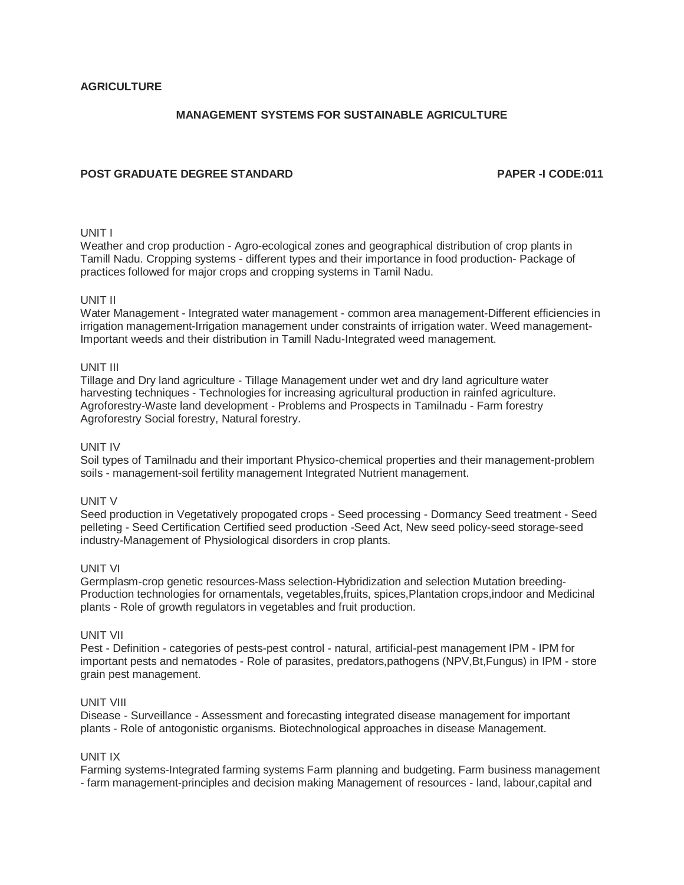**AGRICULTURE**

**MANAGEMENT SYSTEMS FOR SUSTAINABLE AGRICULTURE**

**POST GRADUATE DEGREE STANDARD** **PAPER -I CODE:011**

UNIT I

Weather and crop production - Agro-ecological zones and geographical distribution of crop plants in Tamill Nadu. Cropping systems - different types and their importance in food production- Package of practices followed for major crops and cropping systems in Tamil Nadu.

UNIT II

Water Management - Integrated water management - common area management-Different efficiencies in irrigation management-Irrigation management under constraints of irrigation water. Weed management-Important weeds and their distribution in Tamill Nadu-Integrated weed management.

UNIT III

Tillage and Dry land agriculture - Tillage Management under wet and dry land agriculture water harvesting techniques - Technologies for increasing agricultural production in rainfed agriculture. Agroforestry-Waste land development - Problems and Prospects in Tamilnadu - Farm forestry Agroforestry Social forestry, Natural forestry.

UNIT IV

Soil types of Tamilnadu and their important Physico-chemical properties and their management-problem soils - management-soil fertility management Integrated Nutrient management.

UNIT V

Seed production in Vegetatively propogated crops - Seed processing - Dormancy Seed treatment - Seed pelleting - Seed Certification Certified seed production -Seed Act, New seed policy-seed storage-seed industry-Management of Physiological disorders in crop plants.

UNIT VI

Germplasm-crop genetic resources-Mass selection-Hybridization and selection Mutation breeding-Production technologies for ornamentals, vegetables,fruits, spices,Plantation crops,indoor and Medicinal plants - Role of growth regulators in vegetables and fruit production.

UNIT VII

Pest - Definition - categories of pests-pest control - natural, artificial-pest management IPM - IPM for important pests and nematodes - Role of parasites, predators,pathogens (NPV,Bt,Fungus) in IPM - store grain pest management.

UNIT VIII

Disease - Surveillance - Assessment and forecasting integrated disease management for important plants - Role of antogonistic organisms. Biotechnological approaches in disease Management.

UNIT IX

Farming systems-Integrated farming systems Farm planning and budgeting. Farm business management - farm management-principles and decision making Management of resources - land, labour,capital and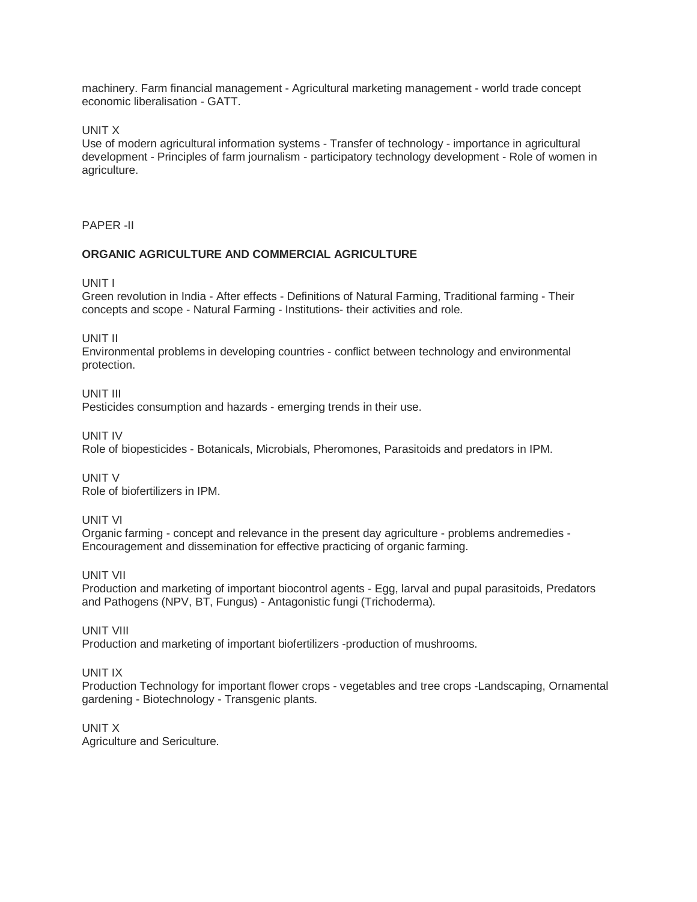machinery. Farm financial management - Agricultural marketing management - world trade concept economic liberalisation - GATT.

UNIT X
Use of modern agricultural information systems - Transfer of technology - importance in agricultural development - Principles of farm journalism - participatory technology development - Role of women in agriculture.

PAPER -II

**ORGANIC AGRICULTURE AND COMMERCIAL AGRICULTURE**

UNIT I
Green revolution in India - After effects - Definitions of Natural Farming, Traditional farming - Their concepts and scope - Natural Farming - Institutions- their activities and role.

UNIT II
Environmental problems in developing countries - conflict between technology and environmental protection.

UNIT III
Pesticides consumption and hazards - emerging trends in their use.

UNIT IV
Role of biopesticides - Botanicals, Microbials, Pheromones, Parasitoids and predators in IPM.

UNIT V
Role of biofertilizers in IPM.

UNIT VI
Organic farming - concept and relevance in the present day agriculture - problems andremedies - Encouragement and dissemination for effective practicing of organic farming.

UNIT VII
Production and marketing of important biocontrol agents - Egg, larval and pupal parasitoids, Predators and Pathogens (NPV, BT, Fungus) - Antagonistic fungi (Trichoderma).

UNIT VIII
Production and marketing of important biofertilizers -production of mushrooms.

UNIT IX
Production Technology for important flower crops - vegetables and tree crops -Landscaping, Ornamental gardening - Biotechnology - Transgenic plants.

UNIT X
Agriculture and Sericulture.